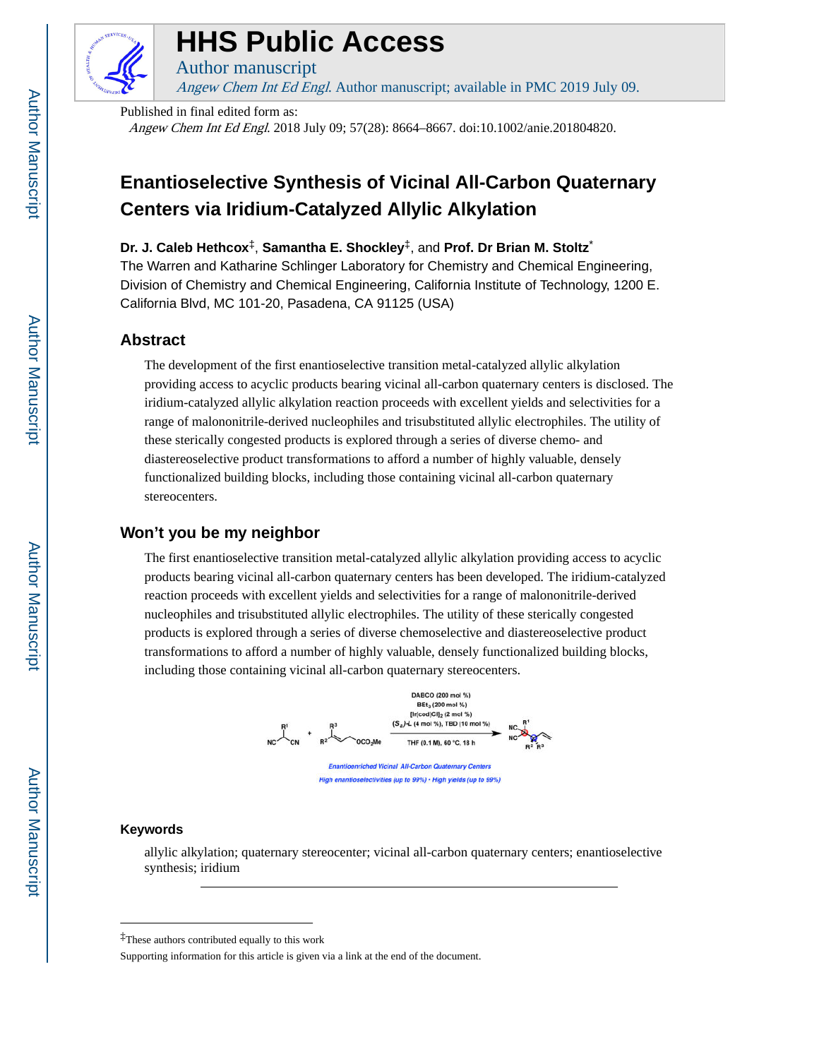# HHS Public Access

Author manuscript

*Angew Chem Int Ed Engl*. Author manuscript; available in PMC 2019 July 09.

Published in final edited form as:

*Angew Chem Int Ed Engl*. 2018 July 09; 57(28): 8664–8667. doi:10.1002/anie.201804820.

# Enantioselective Synthesis of Vicinal All-Carbon Quaternary Centers via Iridium-Catalyzed Allylic Alkylation

**Dr. J. Caleb Hethcox**[‡], **Samantha E. Shockley**[‡], and **Prof. Dr Brian M. Stoltz**[*]

The Warren and Katharine Schlinger Laboratory for Chemistry and Chemical Engineering, Division of Chemistry and Chemical Engineering, California Institute of Technology, 1200 E. California Blvd, MC 101-20, Pasadena, CA 91125 (USA)

## Abstract

The development of the first enantioselective transition metal-catalyzed allylic alkylation providing access to acyclic products bearing vicinal all-carbon quaternary centers is disclosed. The iridium-catalyzed allylic alkylation reaction proceeds with excellent yields and selectivities for a range of malononitrile-derived nucleophiles and trisubstituted allylic electrophiles. The utility of these sterically congested products is explored through a series of diverse chemo- and diastereoselective product transformations to afford a number of highly valuable, densely functionalized building blocks, including those containing vicinal all-carbon quaternary stereocenters.

## Won't you be my neighbor

The first enantioselective transition metal-catalyzed allylic alkylation providing access to acyclic products bearing vicinal all-carbon quaternary centers has been developed. The iridium-catalyzed reaction proceeds with excellent yields and selectivities for a range of malononitrile-derived nucleophiles and trisubstituted allylic electrophiles. The utility of these sterically congested products is explored through a series of diverse chemoselective and diastereoselective product transformations to afford a number of highly valuable, densely functionalized building blocks, including those containing vicinal all-carbon quaternary stereocenters.

DABCO (200 mol %), $BEt_3$ (200 mol %), $[Ir(cod)Cl]_2$ (2 mol %), ($S_a$)-L (4 mol %), TBD (10 mol %), THF (0.1 M), 60 °C, 18 h

Enantioenriched Vicinal All-Carbon Quaternary Centers

High enantioselectivities (up to 99%) · High yields (up to 99%)

## Keywords

allylic alkylation; quaternary stereocenter; vicinal all-carbon quaternary centers; enantioselective synthesis; iridium

---

[‡]These authors contributed equally to this work

Supporting information for this article is given via a link at the end of the document.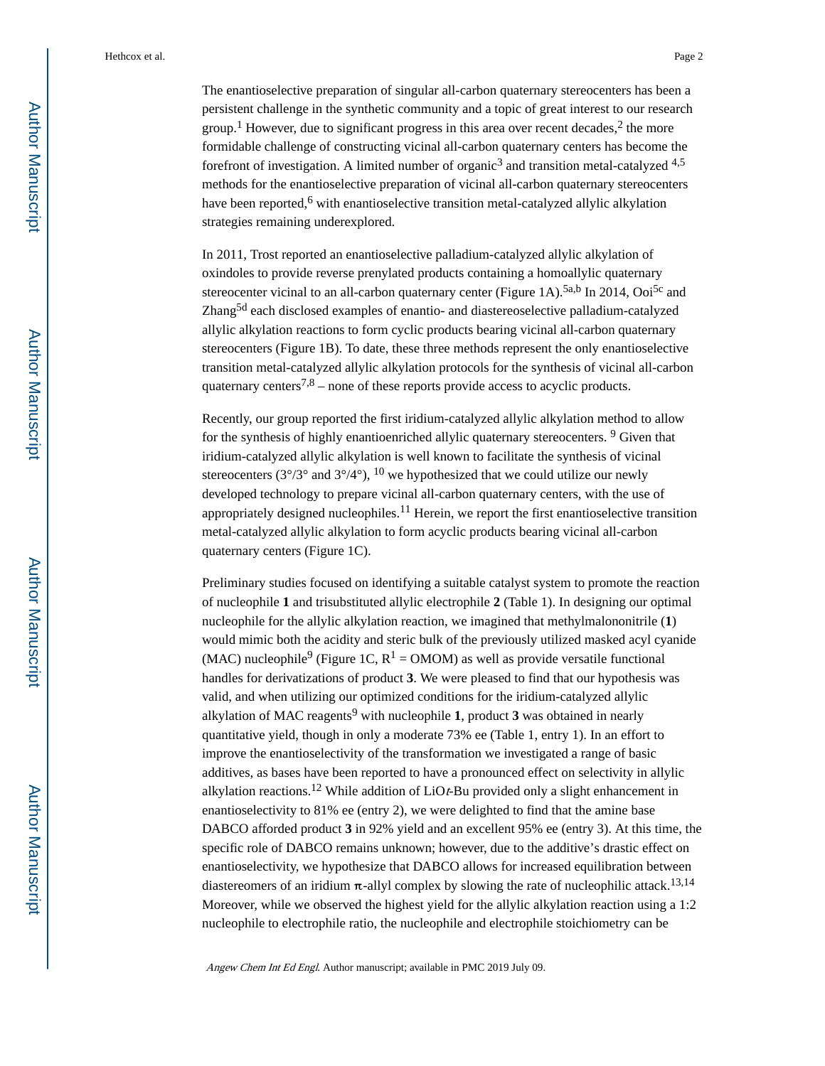The enantioselective preparation of singular all-carbon quaternary stereocenters has been a persistent challenge in the synthetic community and a topic of great interest to our research group.[1] However, due to significant progress in this area over recent decades,[2] the more formidable challenge of constructing vicinal all-carbon quaternary centers has become the forefront of investigation. A limited number of organic[3] and transition metal-catalyzed [4,5] methods for the enantioselective preparation of vicinal all-carbon quaternary stereocenters have been reported,[6] with enantioselective transition metal-catalyzed allylic alkylation strategies remaining underexplored.

In 2011, Trost reported an enantioselective palladium-catalyzed allylic alkylation of oxindoles to provide reverse prenylated products containing a homoallylic quaternary stereocenter vicinal to an all-carbon quaternary center (Figure 1A).[5a,b] In 2014, Ooi[5c] and Zhang[5d] each disclosed examples of enantio- and diastereoselective palladium-catalyzed allylic alkylation reactions to form cyclic products bearing vicinal all-carbon quaternary stereocenters (Figure 1B). To date, these three methods represent the only enantioselective transition metal-catalyzed allylic alkylation protocols for the synthesis of vicinal all-carbon quaternary centers[7,8] – none of these reports provide access to acyclic products.

Recently, our group reported the first iridium-catalyzed allylic alkylation method to allow for the synthesis of highly enantioenriched allylic quaternary stereocenters. [9] Given that iridium-catalyzed allylic alkylation is well known to facilitate the synthesis of vicinal stereocenters (3°/3° and 3°/4°), [10] we hypothesized that we could utilize our newly developed technology to prepare vicinal all-carbon quaternary centers, with the use of appropriately designed nucleophiles.[11] Herein, we report the first enantioselective transition metal-catalyzed allylic alkylation to form acyclic products bearing vicinal all-carbon quaternary centers (Figure 1C).

Preliminary studies focused on identifying a suitable catalyst system to promote the reaction of nucleophile **1** and trisubstituted allylic electrophile **2** (Table 1). In designing our optimal nucleophile for the allylic alkylation reaction, we imagined that methylmalononitrile (**1**) would mimic both the acidity and steric bulk of the previously utilized masked acyl cyanide (MAC) nucleophile[9] (Figure 1C, $R^1$ = OMOM) as well as provide versatile functional handles for derivatizations of product **3**. We were pleased to find that our hypothesis was valid, and when utilizing our optimized conditions for the iridium-catalyzed allylic alkylation of MAC reagents[9] with nucleophile **1**, product **3** was obtained in nearly quantitative yield, though in only a moderate 73% ee (Table 1, entry 1). In an effort to improve the enantioselectivity of the transformation we investigated a range of basic additives, as bases have been reported to have a pronounced effect on selectivity in allylic alkylation reactions.[12] While addition of LiO*t*-Bu provided only a slight enhancement in enantioselectivity to 81% ee (entry 2), we were delighted to find that the amine base DABCO afforded product **3** in 92% yield and an excellent 95% ee (entry 3). At this time, the specific role of DABCO remains unknown; however, due to the additive's drastic effect on enantioselectivity, we hypothesize that DABCO allows for increased equilibration between diastereomers of an iridium π-allyl complex by slowing the rate of nucleophilic attack.[13,14] Moreover, while we observed the highest yield for the allylic alkylation reaction using a 1:2 nucleophile to electrophile ratio, the nucleophile and electrophile stoichiometry can be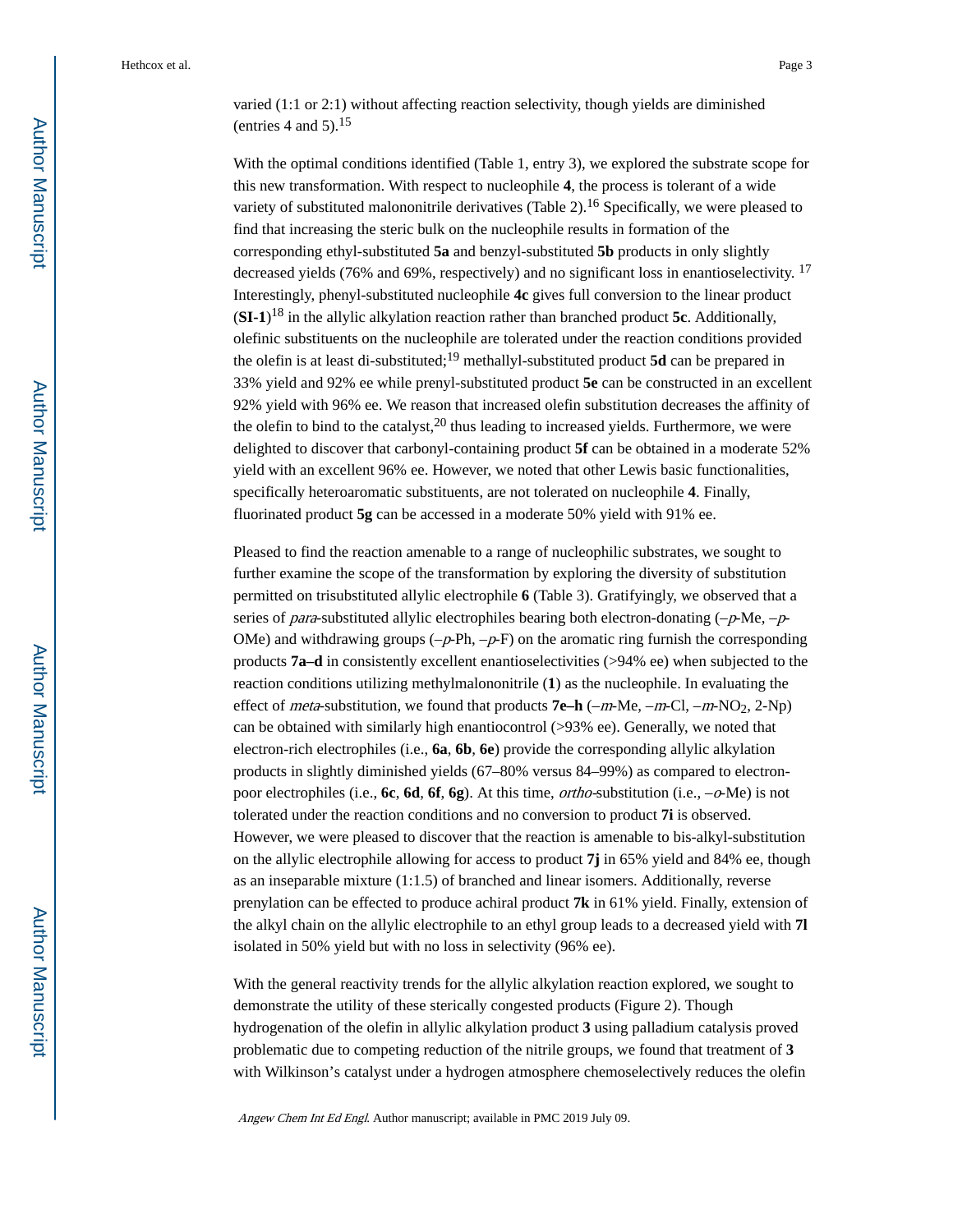varied (1:1 or 2:1) without affecting reaction selectivity, though yields are diminished (entries 4 and 5).[15]

With the optimal conditions identified (Table 1, entry 3), we explored the substrate scope for this new transformation. With respect to nucleophile **4**, the process is tolerant of a wide variety of substituted malononitrile derivatives (Table 2).[16] Specifically, we were pleased to find that increasing the steric bulk on the nucleophile results in formation of the corresponding ethyl-substituted **5a** and benzyl-substituted **5b** products in only slightly decreased yields (76% and 69%, respectively) and no significant loss in enantioselectivity. [17] Interestingly, phenyl-substituted nucleophile **4c** gives full conversion to the linear product (**SI-1**)[18] in the allylic alkylation reaction rather than branched product **5c**. Additionally, olefinic substituents on the nucleophile are tolerated under the reaction conditions provided the olefin is at least di-substituted;[19] methallyl-substituted product **5d** can be prepared in 33% yield and 92% ee while prenyl-substituted product **5e** can be constructed in an excellent 92% yield with 96% ee. We reason that increased olefin substitution decreases the affinity of the olefin to bind to the catalyst,[20] thus leading to increased yields. Furthermore, we were delighted to discover that carbonyl-containing product **5f** can be obtained in a moderate 52% yield with an excellent 96% ee. However, we noted that other Lewis basic functionalities, specifically heteroaromatic substituents, are not tolerated on nucleophile **4**. Finally, fluorinated product **5g** can be accessed in a moderate 50% yield with 91% ee.

Pleased to find the reaction amenable to a range of nucleophilic substrates, we sought to further examine the scope of the transformation by exploring the diversity of substitution permitted on trisubstituted allylic electrophile **6** (Table 3). Gratifyingly, we observed that a series of *para*-substituted allylic electrophiles bearing both electron-donating (–*p*-Me, –*p*-OMe) and withdrawing groups (–*p*-Ph, –*p*-F) on the aromatic ring furnish the corresponding products **7a–d** in consistently excellent enantioselectivities (>94% ee) when subjected to the reaction conditions utilizing methylmalononitrile (**1**) as the nucleophile. In evaluating the effect of *meta*-substitution, we found that products **7e–h** (–*m*-Me, –*m*-Cl, –*m*-$NO_2$, 2-Np) can be obtained with similarly high enantiocontrol (>93% ee). Generally, we noted that electron-rich electrophiles (i.e., **6a**, **6b**, **6e**) provide the corresponding allylic alkylation products in slightly diminished yields (67–80% versus 84–99%) as compared to electron-poor electrophiles (i.e., **6c**, **6d**, **6f**, **6g**). At this time, *ortho*-substitution (i.e., –*o*-Me) is not tolerated under the reaction conditions and no conversion to product **7i** is observed. However, we were pleased to discover that the reaction is amenable to bis-alkyl-substitution on the allylic electrophile allowing for access to product **7j** in 65% yield and 84% ee, though as an inseparable mixture (1:1.5) of branched and linear isomers. Additionally, reverse prenylation can be effected to produce achiral product **7k** in 61% yield. Finally, extension of the alkyl chain on the allylic electrophile to an ethyl group leads to a decreased yield with **7l** isolated in 50% yield but with no loss in selectivity (96% ee).

With the general reactivity trends for the allylic alkylation reaction explored, we sought to demonstrate the utility of these sterically congested products (Figure 2). Though hydrogenation of the olefin in allylic alkylation product **3** using palladium catalysis proved problematic due to competing reduction of the nitrile groups, we found that treatment of **3** with Wilkinson's catalyst under a hydrogen atmosphere chemoselectively reduces the olefin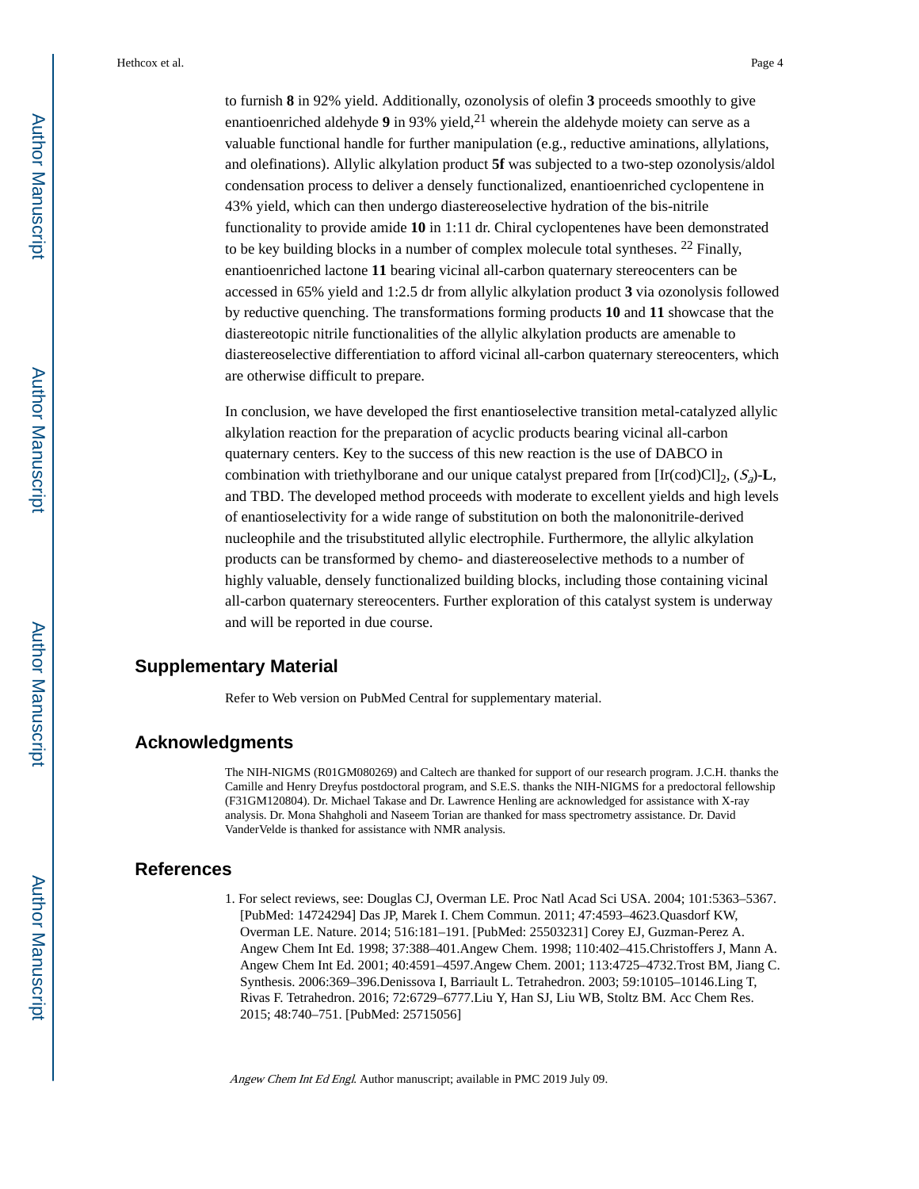to furnish **8** in 92% yield. Additionally, ozonolysis of olefin **3** proceeds smoothly to give enantioenriched aldehyde **9** in 93% yield,[21] wherein the aldehyde moiety can serve as a valuable functional handle for further manipulation (e.g., reductive aminations, allylations, and olefinations). Allylic alkylation product **5f** was subjected to a two-step ozonolysis/aldol condensation process to deliver a densely functionalized, enantioenriched cyclopentene in 43% yield, which can then undergo diastereoselective hydration of the bis-nitrile functionality to provide amide **10** in 1:11 dr. Chiral cyclopentenes have been demonstrated to be key building blocks in a number of complex molecule total syntheses. [22] Finally, enantioenriched lactone **11** bearing vicinal all-carbon quaternary stereocenters can be accessed in 65% yield and 1:2.5 dr from allylic alkylation product **3** via ozonolysis followed by reductive quenching. The transformations forming products **10** and **11** showcase that the diastereotopic nitrile functionalities of the allylic alkylation products are amenable to diastereoselective differentiation to afford vicinal all-carbon quaternary stereocenters, which are otherwise difficult to prepare.

In conclusion, we have developed the first enantioselective transition metal-catalyzed allylic alkylation reaction for the preparation of acyclic products bearing vicinal all-carbon quaternary centers. Key to the success of this new reaction is the use of DABCO in combination with triethylborane and our unique catalyst prepared from $[Ir(cod)Cl]_2$, ($S_a$)-**L**, and TBD. The developed method proceeds with moderate to excellent yields and high levels of enantioselectivity for a wide range of substitution on both the malononitrile-derived nucleophile and the trisubstituted allylic electrophile. Furthermore, the allylic alkylation products can be transformed by chemo- and diastereoselective methods to a number of highly valuable, densely functionalized building blocks, including those containing vicinal all-carbon quaternary stereocenters. Further exploration of this catalyst system is underway and will be reported in due course.

## Supplementary Material

Refer to Web version on PubMed Central for supplementary material.

## Acknowledgments

The NIH-NIGMS (R01GM080269) and Caltech are thanked for support of our research program. J.C.H. thanks the Camille and Henry Dreyfus postdoctoral program, and S.E.S. thanks the NIH-NIGMS for a predoctoral fellowship (F31GM120804). Dr. Michael Takase and Dr. Lawrence Henling are acknowledged for assistance with X-ray analysis. Dr. Mona Shahgholi and Naseem Torian are thanked for mass spectrometry assistance. Dr. David VanderVelde is thanked for assistance with NMR analysis.

## References

1. For select reviews, see: Douglas CJ, Overman LE. Proc Natl Acad Sci USA. 2004; 101:5363–5367. [PubMed: 14724294] Das JP, Marek I. Chem Commun. 2011; 47:4593–4623.Quasdorf KW, Overman LE. Nature. 2014; 516:181–191. [PubMed: 25503231] Corey EJ, Guzman-Perez A. Angew Chem Int Ed. 1998; 37:388–401.Angew Chem. 1998; 110:402–415.Christoffers J, Mann A. Angew Chem Int Ed. 2001; 40:4591–4597.Angew Chem. 2001; 113:4725–4732.Trost BM, Jiang C. Synthesis. 2006:369–396.Denissova I, Barriault L. Tetrahedron. 2003; 59:10105–10146.Ling T, Rivas F. Tetrahedron. 2016; 72:6729–6777.Liu Y, Han SJ, Liu WB, Stoltz BM. Acc Chem Res. 2015; 48:740–751. [PubMed: 25715056]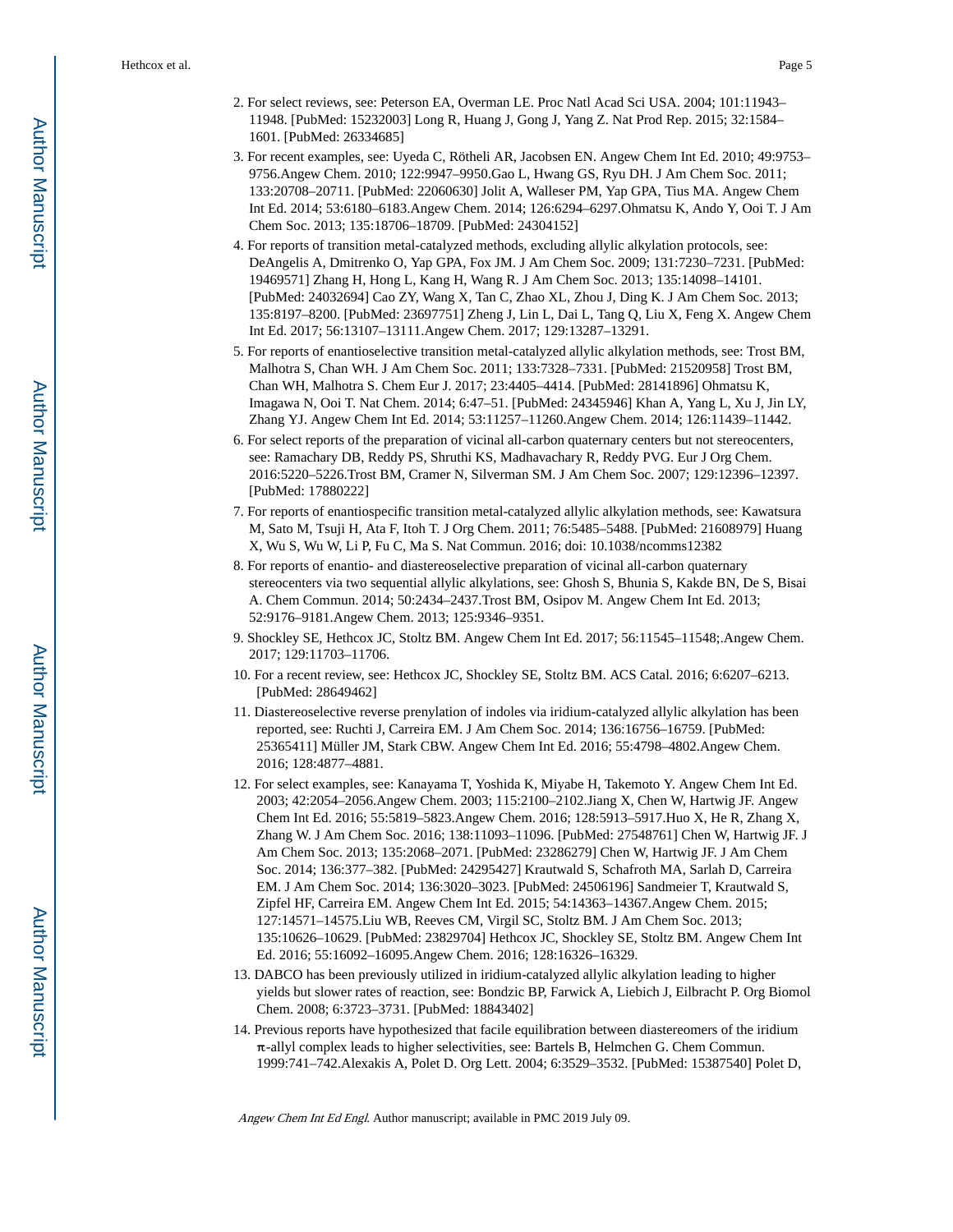2. For select reviews, see: Peterson EA, Overman LE. Proc Natl Acad Sci USA. 2004; 101:11943–11948. [PubMed: 15232003] Long R, Huang J, Gong J, Yang Z. Nat Prod Rep. 2015; 32:1584–1601. [PubMed: 26334685]
3. For recent examples, see: Uyeda C, Rötheli AR, Jacobsen EN. Angew Chem Int Ed. 2010; 49:9753–9756.Angew Chem. 2010; 122:9947–9950.Gao L, Hwang GS, Ryu DH. J Am Chem Soc. 2011; 133:20708–20711. [PubMed: 22060630] Jolit A, Walleser PM, Yap GPA, Tius MA. Angew Chem Int Ed. 2014; 53:6180–6183.Angew Chem. 2014; 126:6294–6297.Ohmatsu K, Ando Y, Ooi T. J Am Chem Soc. 2013; 135:18706–18709. [PubMed: 24304152]
4. For reports of transition metal-catalyzed methods, excluding allylic alkylation protocols, see: DeAngelis A, Dmitrenko O, Yap GPA, Fox JM. J Am Chem Soc. 2009; 131:7230–7231. [PubMed: 19469571] Zhang H, Hong L, Kang H, Wang R. J Am Chem Soc. 2013; 135:14098–14101. [PubMed: 24032694] Cao ZY, Wang X, Tan C, Zhao XL, Zhou J, Ding K. J Am Chem Soc. 2013; 135:8197–8200. [PubMed: 23697751] Zheng J, Lin L, Dai L, Tang Q, Liu X, Feng X. Angew Chem Int Ed. 2017; 56:13107–13111.Angew Chem. 2017; 129:13287–13291.
5. For reports of enantioselective transition metal-catalyzed allylic alkylation methods, see: Trost BM, Malhotra S, Chan WH. J Am Chem Soc. 2011; 133:7328–7331. [PubMed: 21520958] Trost BM, Chan WH, Malhotra S. Chem Eur J. 2017; 23:4405–4414. [PubMed: 28141896] Ohmatsu K, Imagawa N, Ooi T. Nat Chem. 2014; 6:47–51. [PubMed: 24345946] Khan A, Yang L, Xu J, Jin LY, Zhang YJ. Angew Chem Int Ed. 2014; 53:11257–11260.Angew Chem. 2014; 126:11439–11442.
6. For select reports of the preparation of vicinal all-carbon quaternary centers but not stereocenters, see: Ramachary DB, Reddy PS, Shruthi KS, Madhavachary R, Reddy PVG. Eur J Org Chem. 2016:5220–5226.Trost BM, Cramer N, Silverman SM. J Am Chem Soc. 2007; 129:12396–12397. [PubMed: 17880222]
7. For reports of enantiospecific transition metal-catalyzed allylic alkylation methods, see: Kawatsura M, Sato M, Tsuji H, Ata F, Itoh T. J Org Chem. 2011; 76:5485–5488. [PubMed: 21608979] Huang X, Wu S, Wu W, Li P, Fu C, Ma S. Nat Commun. 2016; doi: 10.1038/ncomms12382
8. For reports of enantio- and diastereoselective preparation of vicinal all-carbon quaternary stereocenters via two sequential allylic alkylations, see: Ghosh S, Bhunia S, Kakde BN, De S, Bisai A. Chem Commun. 2014; 50:2434–2437.Trost BM, Osipov M. Angew Chem Int Ed. 2013; 52:9176–9181.Angew Chem. 2013; 125:9346–9351.
9. Shockley SE, Hethcox JC, Stoltz BM. Angew Chem Int Ed. 2017; 56:11545–11548;.Angew Chem. 2017; 129:11703–11706.
10. For a recent review, see: Hethcox JC, Shockley SE, Stoltz BM. ACS Catal. 2016; 6:6207–6213. [PubMed: 28649462]
11. Diastereoselective reverse prenylation of indoles via iridium-catalyzed allylic alkylation has been reported, see: Ruchti J, Carreira EM. J Am Chem Soc. 2014; 136:16756–16759. [PubMed: 25365411] Müller JM, Stark CBW. Angew Chem Int Ed. 2016; 55:4798–4802.Angew Chem. 2016; 128:4877–4881.
12. For select examples, see: Kanayama T, Yoshida K, Miyabe H, Takemoto Y. Angew Chem Int Ed. 2003; 42:2054–2056.Angew Chem. 2003; 115:2100–2102.Jiang X, Chen W, Hartwig JF. Angew Chem Int Ed. 2016; 55:5819–5823.Angew Chem. 2016; 128:5913–5917.Huo X, He R, Zhang X, Zhang W. J Am Chem Soc. 2016; 138:11093–11096. [PubMed: 27548761] Chen W, Hartwig JF. J Am Chem Soc. 2013; 135:2068–2071. [PubMed: 23286279] Chen W, Hartwig JF. J Am Chem Soc. 2014; 136:377–382. [PubMed: 24295427] Krautwald S, Schafroth MA, Sarlah D, Carreira EM. J Am Chem Soc. 2014; 136:3020–3023. [PubMed: 24506196] Sandmeier T, Krautwald S, Zipfel HF, Carreira EM. Angew Chem Int Ed. 2015; 54:14363–14367.Angew Chem. 2015; 127:14571–14575.Liu WB, Reeves CM, Virgil SC, Stoltz BM. J Am Chem Soc. 2013; 135:10626–10629. [PubMed: 23829704] Hethcox JC, Shockley SE, Stoltz BM. Angew Chem Int Ed. 2016; 55:16092–16095.Angew Chem. 2016; 128:16326–16329.
13. DABCO has been previously utilized in iridium-catalyzed allylic alkylation leading to higher yields but slower rates of reaction, see: Bondzic BP, Farwick A, Liebich J, Eilbracht P. Org Biomol Chem. 2008; 6:3723–3731. [PubMed: 18843402]
14. Previous reports have hypothesized that facile equilibration between diastereomers of the iridium π-allyl complex leads to higher selectivities, see: Bartels B, Helmchen G. Chem Commun. 1999:741–742.Alexakis A, Polet D. Org Lett. 2004; 6:3529–3532. [PubMed: 15387540] Polet D,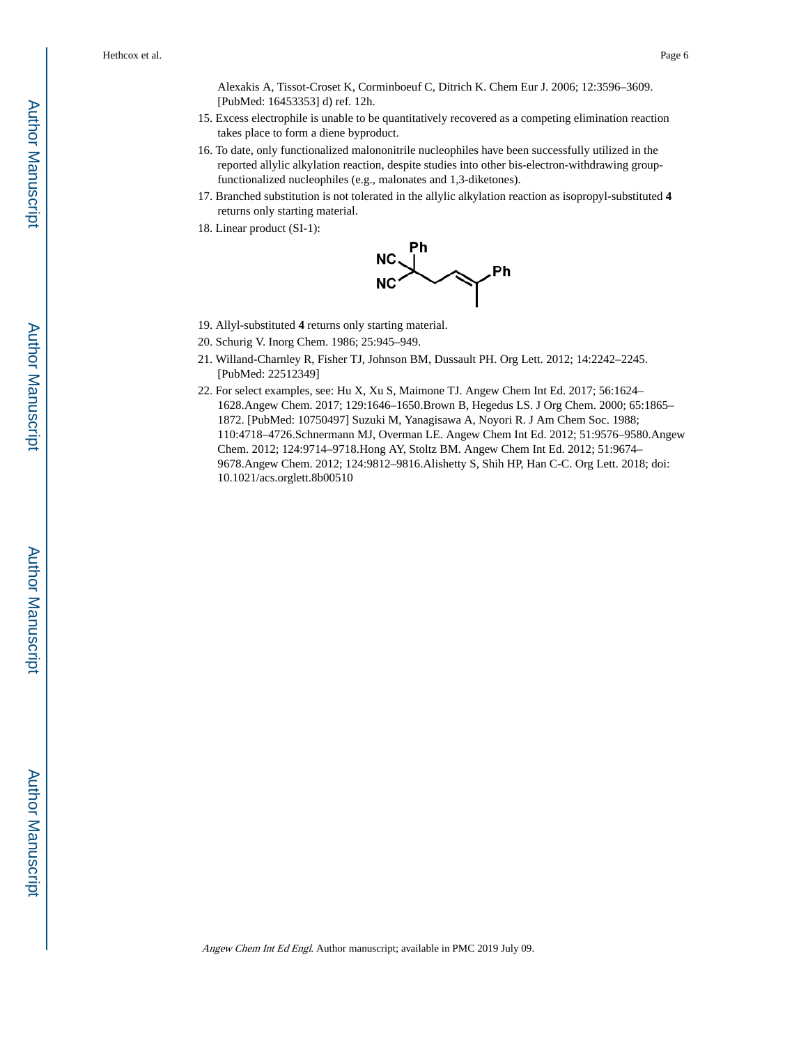Alexakis A, Tissot-Croset K, Corminboeuf C, Ditrich K. Chem Eur J. 2006; 12:3596–3609. [PubMed: 16453353] d) ref. 12h.

15. Excess electrophile is unable to be quantitatively recovered as a competing elimination reaction takes place to form a diene byproduct.
16. To date, only functionalized malononitrile nucleophiles have been successfully utilized in the reported allylic alkylation reaction, despite studies into other bis-electron-withdrawing group-functionalized nucleophiles (e.g., malonates and 1,3-diketones).
17. Branched substitution is not tolerated in the allylic alkylation reaction as isopropyl-substituted **4** returns only starting material.
18. Linear product (SI-1):
19. Allyl-substituted **4** returns only starting material.
20. Schurig V. Inorg Chem. 1986; 25:945–949.
21. Willand-Charnley R, Fisher TJ, Johnson BM, Dussault PH. Org Lett. 2012; 14:2242–2245. [PubMed: 22512349]
22. For select examples, see: Hu X, Xu S, Maimone TJ. Angew Chem Int Ed. 2017; 56:1624–1628.Angew Chem. 2017; 129:1646–1650.Brown B, Hegedus LS. J Org Chem. 2000; 65:1865–1872. [PubMed: 10750497] Suzuki M, Yanagisawa A, Noyori R. J Am Chem Soc. 1988; 110:4718–4726.Schnermann MJ, Overman LE. Angew Chem Int Ed. 2012; 51:9576–9580.Angew Chem. 2012; 124:9714–9718.Hong AY, Stoltz BM. Angew Chem Int Ed. 2012; 51:9674–9678.Angew Chem. 2012; 124:9812–9816.Alishetty S, Shih HP, Han C-C. Org Lett. 2018; doi: 10.1021/acs.orglett.8b00510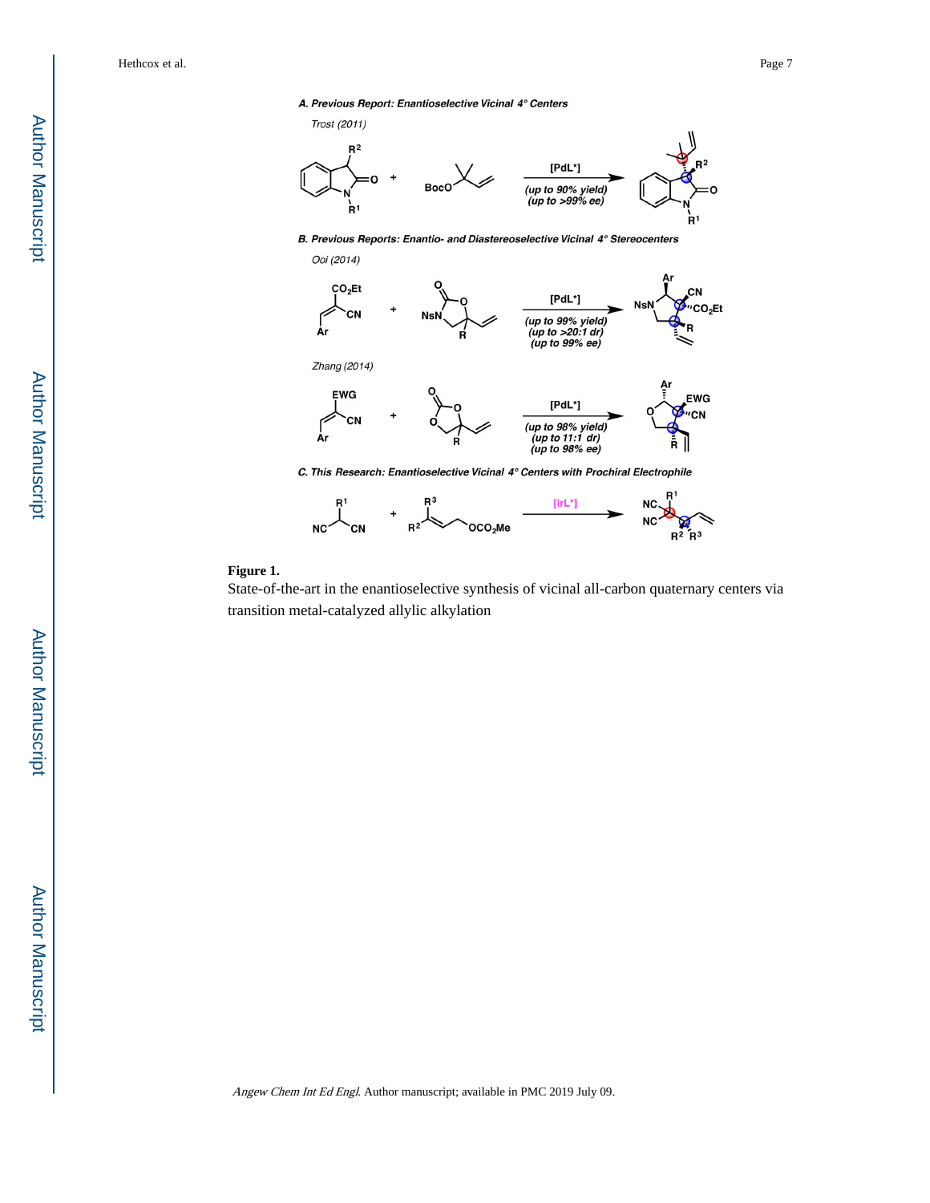A. Previous Report: Enantioselective Vicinal 4° Centers

Trost (2011)

[PdL*]

(up to 90% yield)
(up to >99% ee)

B. Previous Reports: Enantio- and Diastereoselective Vicinal 4° Stereocenters

Ooi (2014)

[PdL*]

(up to 99% yield)
(up to >20:1 dr)
(up to 99% ee)

Zhang (2014)

[PdL*]

(up to 98% yield)
(up to 11:1 dr)
(up to 98% ee)

C. This Research: Enantioselective Vicinal 4° Centers with Prochiral Electrophile

[IrL*]

**Figure 1.**

State-of-the-art in the enantioselective synthesis of vicinal all-carbon quaternary centers via transition metal-catalyzed allylic alkylation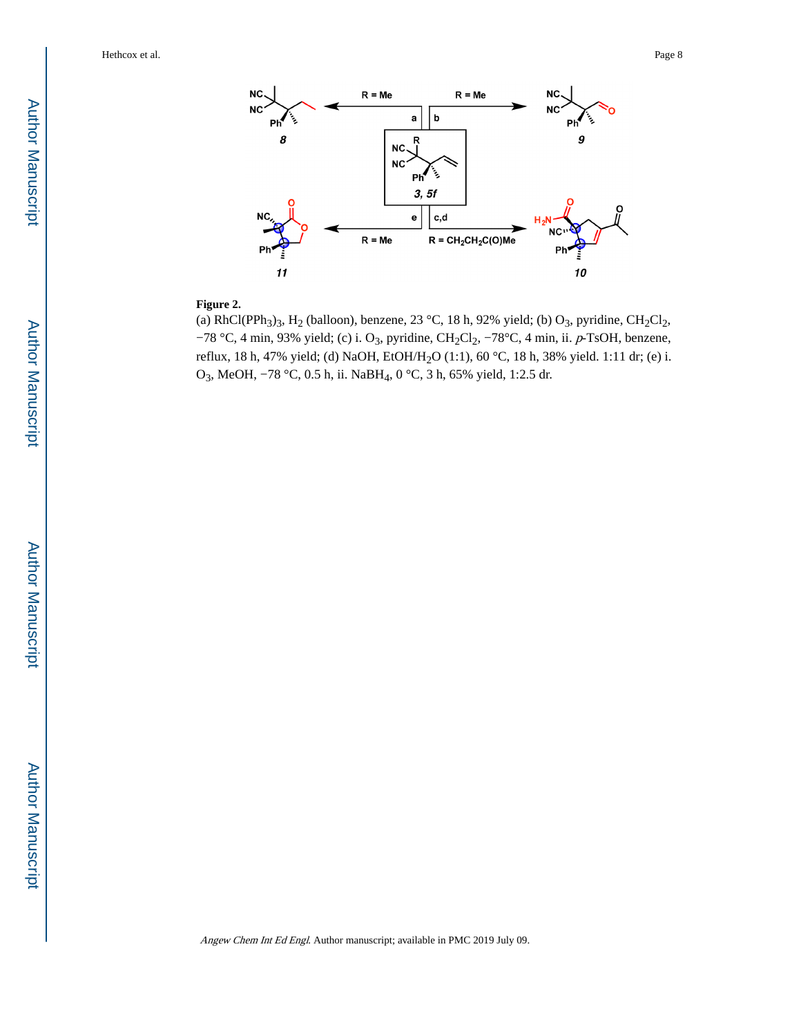**Figure 2.**

(a) $RhCl(PPh_3)_3$, $H_2$ (balloon), benzene, 23 °C, 18 h, 92% yield; (b) $O_3$, pyridine, $CH_2Cl_2$, −78 °C, 4 min, 93% yield; (c) i. $O_3$, pyridine, $CH_2Cl_2$, −78°C, 4 min, ii. *p*-TsOH, benzene, reflux, 18 h, 47% yield; (d) NaOH, EtOH/$H_2O$ (1:1), 60 °C, 18 h, 38% yield. 1:11 dr; (e) i. $O_3$, MeOH, −78 °C, 0.5 h, ii. $NaBH_4$, 0 °C, 3 h, 65% yield, 1:2.5 dr.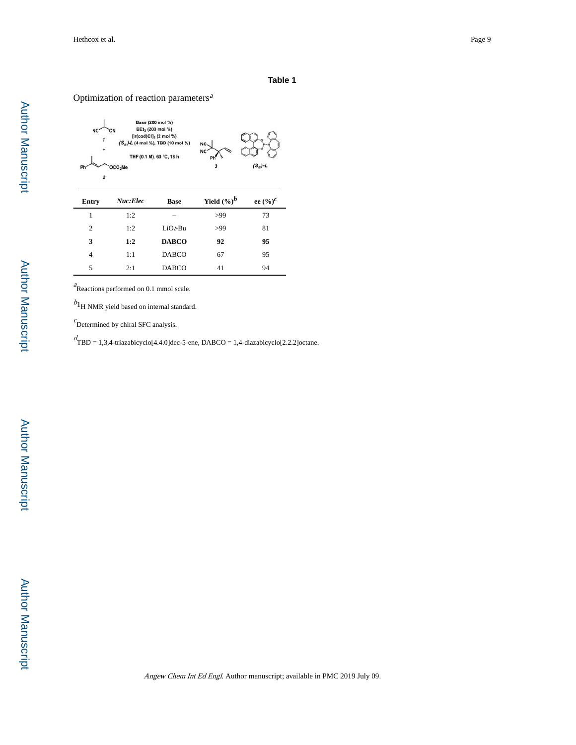## Table 1

Optimization of reaction parameters[a]

| Entry | *Nuc:Elec* | Base | Yield (%)[b] | ee (%)[c] |
|---|---|---|---|---|
| 1 | 1:2 | – | >99 | 73 |
| 2 | 1:2 | LiO*t*-Bu | >99 | 81 |
| **3** | **1:2** | **DABCO** | **92** | **95** |
| 4 | 1:1 | DABCO | 67 | 95 |
| 5 | 2:1 | DABCO | 41 | 94 |

[a]Reactions performed on 0.1 mmol scale.

[b]$^{1}$H NMR yield based on internal standard.

[c]Determined by chiral SFC analysis.

[d]TBD = 1,3,4-triazabicyclo[4.4.0]dec-5-ene, DABCO = 1,4-diazabicyclo[2.2.2]octane.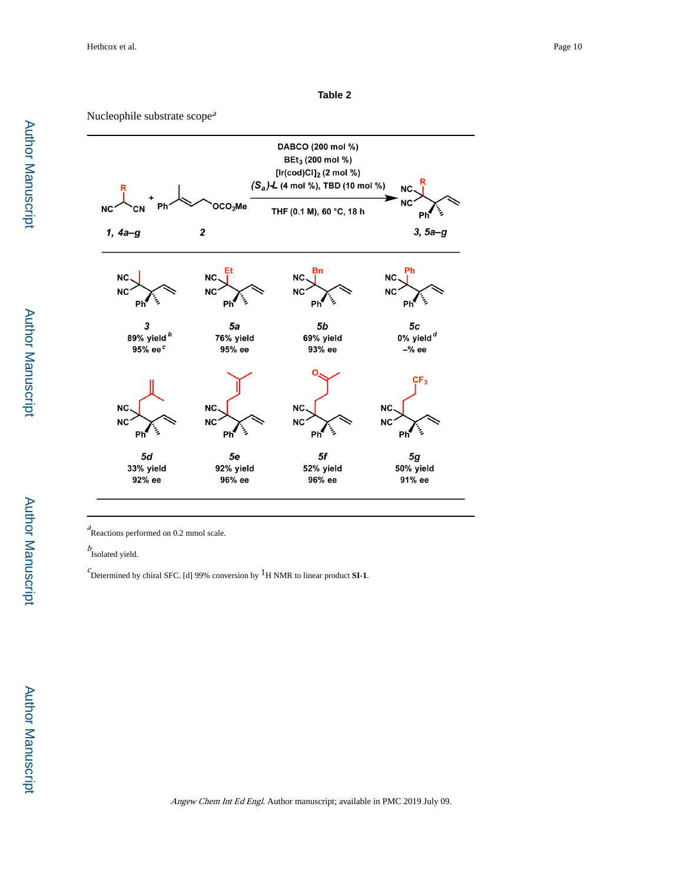**Table 2**

Nucleophile substrate scope[a]

Reaction conditions: **1, 4a–g** + **2** → **3, 5a–g**; DABCO (200 mol %), $BEt_3$ (200 mol %), $[Ir(cod)Cl]_2$ (2 mol %), ($S_a$)-L (4 mol %), TBD (10 mol %), THF (0.1 M), 60 °C, 18 h

| Product | R | Yield | ee |
|---|---|---|---|
| **3** | Me | 89% yield[b] | 95% ee[c] |
| **5a** | Et | 76% yield | 95% ee |
| **5b** | Bn | 69% yield | 93% ee |
| **5c** | Ph | 0% yield[d] | –% ee |
| **5d** | $CH_2C(=CH_2)CH_3$ | 33% yield | 92% ee |
| **5e** | $CH_2CH=C(CH_3)_2$ | 92% yield | 96% ee |
| **5f** | $CH_2CH_2C(O)CH_3$ | 52% yield | 96% ee |
| **5g** | $CH_2CH_2CF_3$ | 50% yield | 91% ee |

[a] Reactions performed on 0.2 mmol scale.

[b] Isolated yield.

[c] Determined by chiral SFC. [d] 99% conversion by $^1H$ NMR to linear product **SI-1**.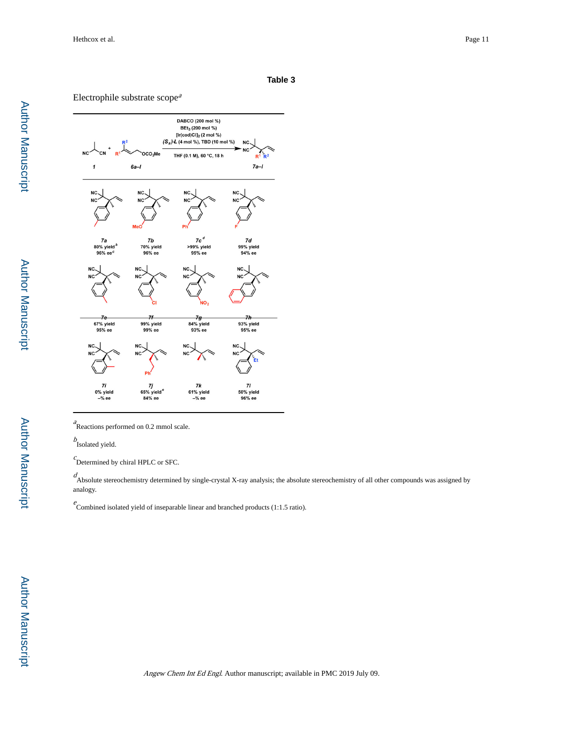**Table 3**

Electrophile substrate scope[a]

DABCO (200 mol %)
$BEt_3$ (200 mol %)
$[Ir(cod)Cl]_2$ (2 mol %)
($S_a$)-L (4 mol %), TBD (10 mol %)
THF (0.1 M), 60 °C, 18 h

1 + 6a–l → 7a–l

| | | | |
|---|---|---|---|
| 7a<br>80% yield[b]<br>96% ee[c] | 7b<br>70% yield<br>96% ee | 7c[d]<br>>99% yield<br>95% ee | 7d<br>99% yield<br>94% ee |
| 7e<br>67% yield<br>95% ee | 7f<br>99% yield<br>99% ee | 7g<br>84% yield<br>93% ee | 7h<br>93% yield<br>95% ee |
| 7i<br>0% yield<br>–% ee | 7j<br>65% yield[e]<br>84% ee | 7k<br>61% yield<br>–% ee | 7l<br>50% yield<br>96% ee |

[a] Reactions performed on 0.2 mmol scale.

[b] Isolated yield.

[c] Determined by chiral HPLC or SFC.

[d] Absolute stereochemistry determined by single-crystal X-ray analysis; the absolute stereochemistry of all other compounds was assigned by analogy.

[e] Combined isolated yield of inseparable linear and branched products (1:1.5 ratio).